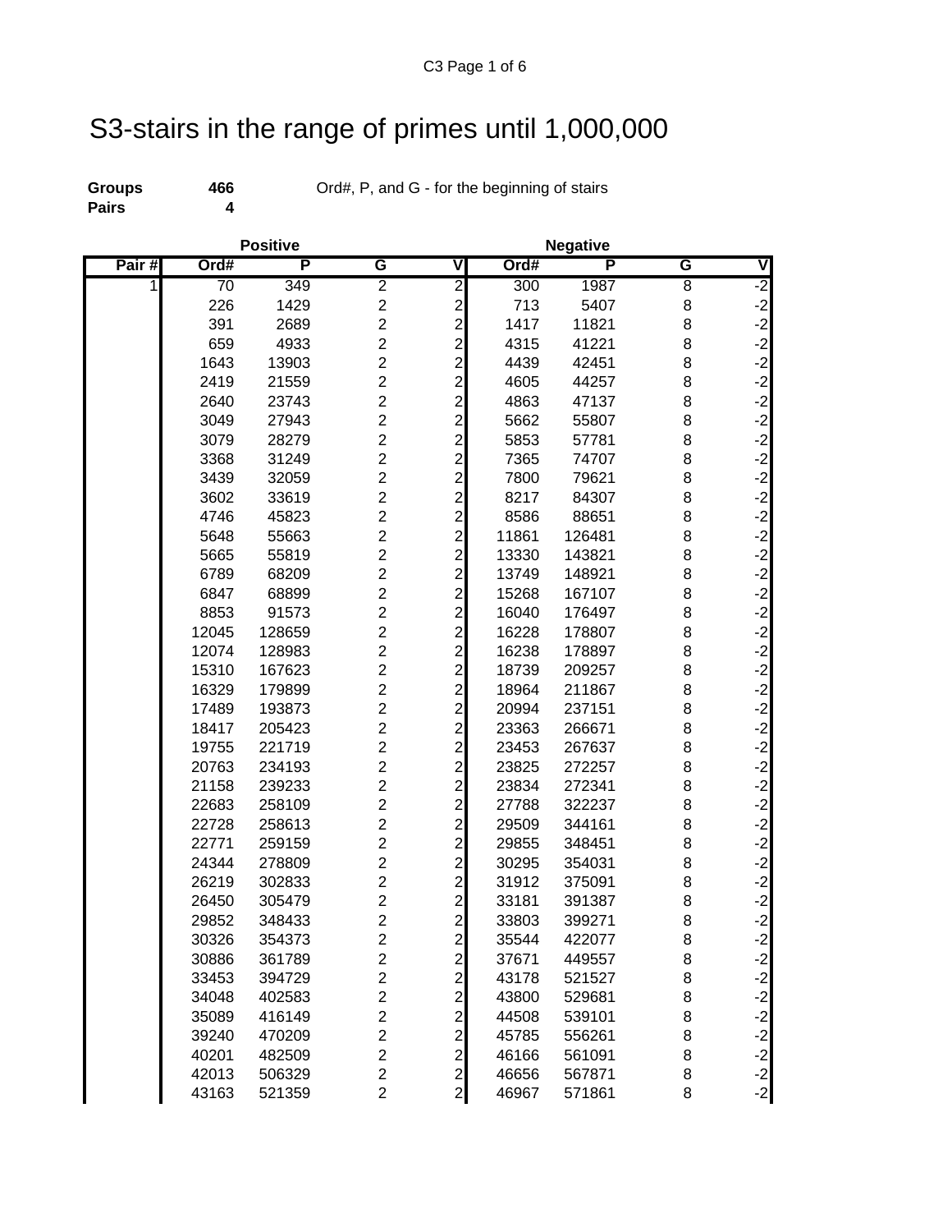# S3-stairs in the range of primes until 1,000,000

**Groups** **466** Ord#, P, and G - for the beginning of stairs

**Pairs** **4**

| | Positive | | | | Negative | | | |
|---|---|---|---|---|---|---|---|---|
| Pair # | Ord# | P | G | V | Ord# | P | G | V |
| 1 | 70 | 349 | 2 | 2 | 300 | 1987 | 8 | -2 |
| | 226 | 1429 | 2 | 2 | 713 | 5407 | 8 | -2 |
| | 391 | 2689 | 2 | 2 | 1417 | 11821 | 8 | -2 |
| | 659 | 4933 | 2 | 2 | 4315 | 41221 | 8 | -2 |
| | 1643 | 13903 | 2 | 2 | 4439 | 42451 | 8 | -2 |
| | 2419 | 21559 | 2 | 2 | 4605 | 44257 | 8 | -2 |
| | 2640 | 23743 | 2 | 2 | 4863 | 47137 | 8 | -2 |
| | 3049 | 27943 | 2 | 2 | 5662 | 55807 | 8 | -2 |
| | 3079 | 28279 | 2 | 2 | 5853 | 57781 | 8 | -2 |
| | 3368 | 31249 | 2 | 2 | 7365 | 74707 | 8 | -2 |
| | 3439 | 32059 | 2 | 2 | 7800 | 79621 | 8 | -2 |
| | 3602 | 33619 | 2 | 2 | 8217 | 84307 | 8 | -2 |
| | 4746 | 45823 | 2 | 2 | 8586 | 88651 | 8 | -2 |
| | 5648 | 55663 | 2 | 2 | 11861 | 126481 | 8 | -2 |
| | 5665 | 55819 | 2 | 2 | 13330 | 143821 | 8 | -2 |
| | 6789 | 68209 | 2 | 2 | 13749 | 148921 | 8 | -2 |
| | 6847 | 68899 | 2 | 2 | 15268 | 167107 | 8 | -2 |
| | 8853 | 91573 | 2 | 2 | 16040 | 176497 | 8 | -2 |
| | 12045 | 128659 | 2 | 2 | 16228 | 178807 | 8 | -2 |
| | 12074 | 128983 | 2 | 2 | 16238 | 178897 | 8 | -2 |
| | 15310 | 167623 | 2 | 2 | 18739 | 209257 | 8 | -2 |
| | 16329 | 179899 | 2 | 2 | 18964 | 211867 | 8 | -2 |
| | 17489 | 193873 | 2 | 2 | 20994 | 237151 | 8 | -2 |
| | 18417 | 205423 | 2 | 2 | 23363 | 266671 | 8 | -2 |
| | 19755 | 221719 | 2 | 2 | 23453 | 267637 | 8 | -2 |
| | 20763 | 234193 | 2 | 2 | 23825 | 272257 | 8 | -2 |
| | 21158 | 239233 | 2 | 2 | 23834 | 272341 | 8 | -2 |
| | 22683 | 258109 | 2 | 2 | 27788 | 322237 | 8 | -2 |
| | 22728 | 258613 | 2 | 2 | 29509 | 344161 | 8 | -2 |
| | 22771 | 259159 | 2 | 2 | 29855 | 348451 | 8 | -2 |
| | 24344 | 278809 | 2 | 2 | 30295 | 354031 | 8 | -2 |
| | 26219 | 302833 | 2 | 2 | 31912 | 375091 | 8 | -2 |
| | 26450 | 305479 | 2 | 2 | 33181 | 391387 | 8 | -2 |
| | 29852 | 348433 | 2 | 2 | 33803 | 399271 | 8 | -2 |
| | 30326 | 354373 | 2 | 2 | 35544 | 422077 | 8 | -2 |
| | 30886 | 361789 | 2 | 2 | 37671 | 449557 | 8 | -2 |
| | 33453 | 394729 | 2 | 2 | 43178 | 521527 | 8 | -2 |
| | 34048 | 402583 | 2 | 2 | 43800 | 529681 | 8 | -2 |
| | 35089 | 416149 | 2 | 2 | 44508 | 539101 | 8 | -2 |
| | 39240 | 470209 | 2 | 2 | 45785 | 556261 | 8 | -2 |
| | 40201 | 482509 | 2 | 2 | 46166 | 561091 | 8 | -2 |
| | 42013 | 506329 | 2 | 2 | 46656 | 567871 | 8 | -2 |
| | 43163 | 521359 | 2 | 2 | 46967 | 571861 | 8 | -2 |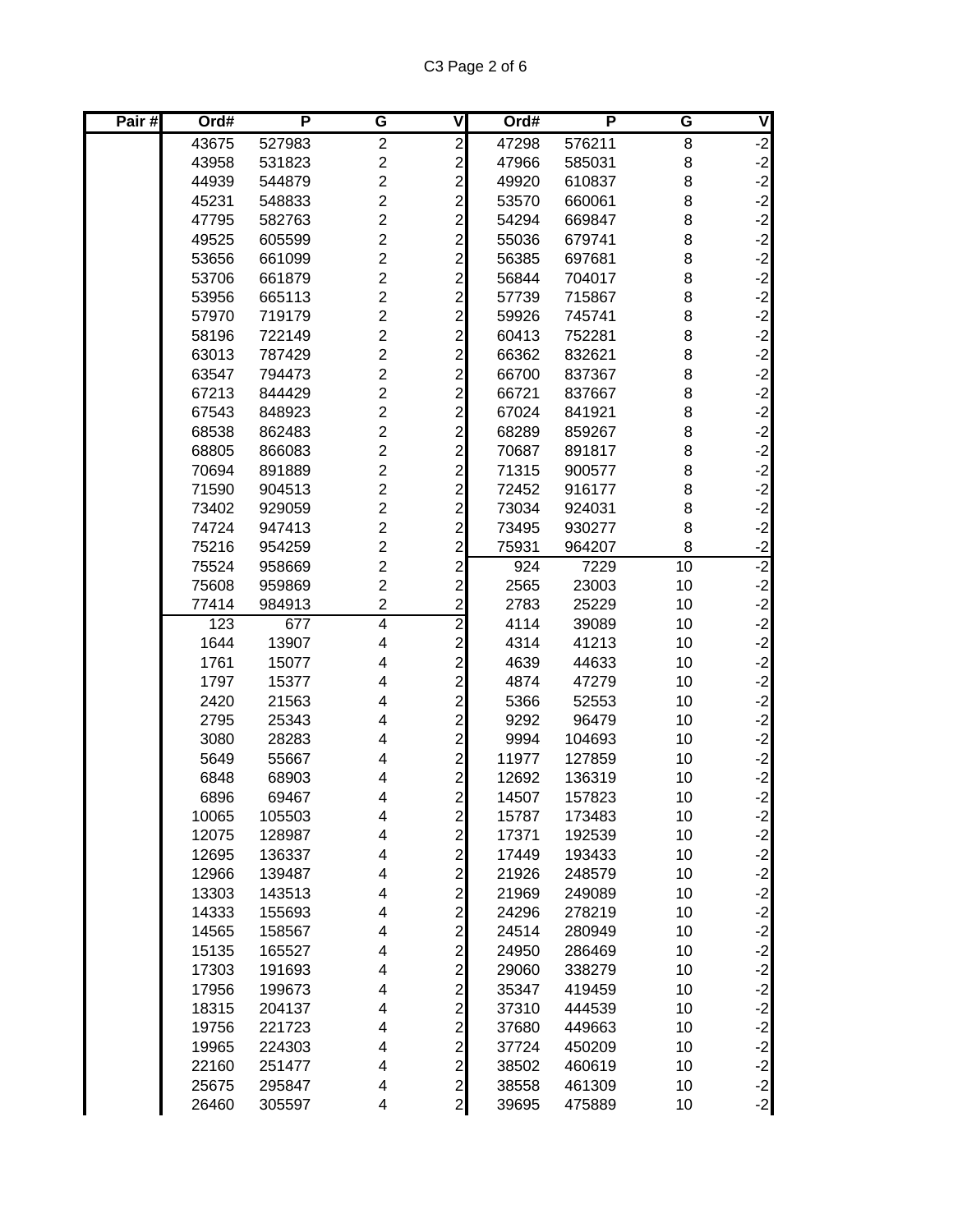| Pair # | Ord# | P | G | V | Ord# | P | G | V |
|---|---|---|---|---|---|---|---|---|
| | 43675 | 527983 | 2 | 2 | 47298 | 576211 | 8 | -2 |
| | 43958 | 531823 | 2 | 2 | 47966 | 585031 | 8 | -2 |
| | 44939 | 544879 | 2 | 2 | 49920 | 610837 | 8 | -2 |
| | 45231 | 548833 | 2 | 2 | 53570 | 660061 | 8 | -2 |
| | 47795 | 582763 | 2 | 2 | 54294 | 669847 | 8 | -2 |
| | 49525 | 605599 | 2 | 2 | 55036 | 679741 | 8 | -2 |
| | 53656 | 661099 | 2 | 2 | 56385 | 697681 | 8 | -2 |
| | 53706 | 661879 | 2 | 2 | 56844 | 704017 | 8 | -2 |
| | 53956 | 665113 | 2 | 2 | 57739 | 715867 | 8 | -2 |
| | 57970 | 719179 | 2 | 2 | 59926 | 745741 | 8 | -2 |
| | 58196 | 722149 | 2 | 2 | 60413 | 752281 | 8 | -2 |
| | 63013 | 787429 | 2 | 2 | 66362 | 832621 | 8 | -2 |
| | 63547 | 794473 | 2 | 2 | 66700 | 837367 | 8 | -2 |
| | 67213 | 844429 | 2 | 2 | 66721 | 837667 | 8 | -2 |
| | 67543 | 848923 | 2 | 2 | 67024 | 841921 | 8 | -2 |
| | 68538 | 862483 | 2 | 2 | 68289 | 859267 | 8 | -2 |
| | 68805 | 866083 | 2 | 2 | 70687 | 891817 | 8 | -2 |
| | 70694 | 891889 | 2 | 2 | 71315 | 900577 | 8 | -2 |
| | 71590 | 904513 | 2 | 2 | 72452 | 916177 | 8 | -2 |
| | 73402 | 929059 | 2 | 2 | 73034 | 924031 | 8 | -2 |
| | 74724 | 947413 | 2 | 2 | 73495 | 930277 | 8 | -2 |
| | 75216 | 954259 | 2 | 2 | 75931 | 964207 | 8 | -2 |
| | 75524 | 958669 | 2 | 2 | 924 | 7229 | 10 | -2 |
| | 75608 | 959869 | 2 | 2 | 2565 | 23003 | 10 | -2 |
| | 77414 | 984913 | 2 | 2 | 2783 | 25229 | 10 | -2 |
| | 123 | 677 | 4 | 2 | 4114 | 39089 | 10 | -2 |
| | 1644 | 13907 | 4 | 2 | 4314 | 41213 | 10 | -2 |
| | 1761 | 15077 | 4 | 2 | 4639 | 44633 | 10 | -2 |
| | 1797 | 15377 | 4 | 2 | 4874 | 47279 | 10 | -2 |
| | 2420 | 21563 | 4 | 2 | 5366 | 52553 | 10 | -2 |
| | 2795 | 25343 | 4 | 2 | 9292 | 96479 | 10 | -2 |
| | 3080 | 28283 | 4 | 2 | 9994 | 104693 | 10 | -2 |
| | 5649 | 55667 | 4 | 2 | 11977 | 127859 | 10 | -2 |
| | 6848 | 68903 | 4 | 2 | 12692 | 136319 | 10 | -2 |
| | 6896 | 69467 | 4 | 2 | 14507 | 157823 | 10 | -2 |
| | 10065 | 105503 | 4 | 2 | 15787 | 173483 | 10 | -2 |
| | 12075 | 128987 | 4 | 2 | 17371 | 192539 | 10 | -2 |
| | 12695 | 136337 | 4 | 2 | 17449 | 193433 | 10 | -2 |
| | 12966 | 139487 | 4 | 2 | 21926 | 248579 | 10 | -2 |
| | 13303 | 143513 | 4 | 2 | 21969 | 249089 | 10 | -2 |
| | 14333 | 155693 | 4 | 2 | 24296 | 278219 | 10 | -2 |
| | 14565 | 158567 | 4 | 2 | 24514 | 280949 | 10 | -2 |
| | 15135 | 165527 | 4 | 2 | 24950 | 286469 | 10 | -2 |
| | 17303 | 191693 | 4 | 2 | 29060 | 338279 | 10 | -2 |
| | 17956 | 199673 | 4 | 2 | 35347 | 419459 | 10 | -2 |
| | 18315 | 204137 | 4 | 2 | 37310 | 444539 | 10 | -2 |
| | 19756 | 221723 | 4 | 2 | 37680 | 449663 | 10 | -2 |
| | 19965 | 224303 | 4 | 2 | 37724 | 450209 | 10 | -2 |
| | 22160 | 251477 | 4 | 2 | 38502 | 460619 | 10 | -2 |
| | 25675 | 295847 | 4 | 2 | 38558 | 461309 | 10 | -2 |
| | 26460 | 305597 | 4 | 2 | 39695 | 475889 | 10 | -2 |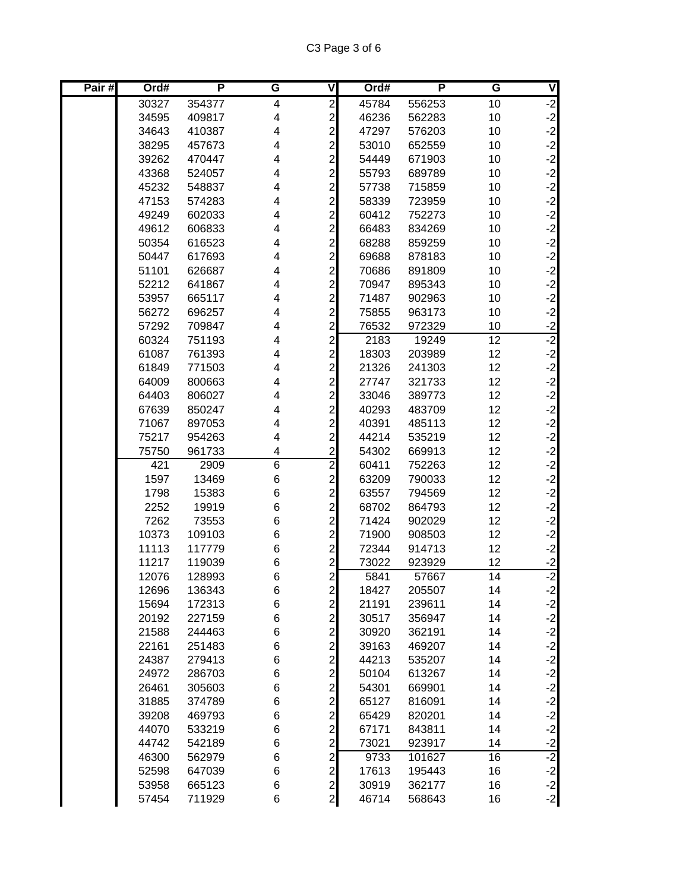| Pair # | Ord# | P | G | V | Ord# | P | G | V |
|---|---|---|---|---|---|---|---|---|
| | 30327 | 354377 | 4 | 2 | 45784 | 556253 | 10 | -2 |
| | 34595 | 409817 | 4 | 2 | 46236 | 562283 | 10 | -2 |
| | 34643 | 410387 | 4 | 2 | 47297 | 576203 | 10 | -2 |
| | 38295 | 457673 | 4 | 2 | 53010 | 652559 | 10 | -2 |
| | 39262 | 470447 | 4 | 2 | 54449 | 671903 | 10 | -2 |
| | 43368 | 524057 | 4 | 2 | 55793 | 689789 | 10 | -2 |
| | 45232 | 548837 | 4 | 2 | 57738 | 715859 | 10 | -2 |
| | 47153 | 574283 | 4 | 2 | 58339 | 723959 | 10 | -2 |
| | 49249 | 602033 | 4 | 2 | 60412 | 752273 | 10 | -2 |
| | 49612 | 606833 | 4 | 2 | 66483 | 834269 | 10 | -2 |
| | 50354 | 616523 | 4 | 2 | 68288 | 859259 | 10 | -2 |
| | 50447 | 617693 | 4 | 2 | 69688 | 878183 | 10 | -2 |
| | 51101 | 626687 | 4 | 2 | 70686 | 891809 | 10 | -2 |
| | 52212 | 641867 | 4 | 2 | 70947 | 895343 | 10 | -2 |
| | 53957 | 665117 | 4 | 2 | 71487 | 902963 | 10 | -2 |
| | 56272 | 696257 | 4 | 2 | 75855 | 963173 | 10 | -2 |
| | 57292 | 709847 | 4 | 2 | 76532 | 972329 | 10 | -2 |
| | 60324 | 751193 | 4 | 2 | 2183 | 19249 | 12 | -2 |
| | 61087 | 761393 | 4 | 2 | 18303 | 203989 | 12 | -2 |
| | 61849 | 771503 | 4 | 2 | 21326 | 241303 | 12 | -2 |
| | 64009 | 800663 | 4 | 2 | 27747 | 321733 | 12 | -2 |
| | 64403 | 806027 | 4 | 2 | 33046 | 389773 | 12 | -2 |
| | 67639 | 850247 | 4 | 2 | 40293 | 483709 | 12 | -2 |
| | 71067 | 897053 | 4 | 2 | 40391 | 485113 | 12 | -2 |
| | 75217 | 954263 | 4 | 2 | 44214 | 535219 | 12 | -2 |
| | 75750 | 961733 | 4 | 2 | 54302 | 669913 | 12 | -2 |
| | 421 | 2909 | 6 | 2 | 60411 | 752263 | 12 | -2 |
| | 1597 | 13469 | 6 | 2 | 63209 | 790033 | 12 | -2 |
| | 1798 | 15383 | 6 | 2 | 63557 | 794569 | 12 | -2 |
| | 2252 | 19919 | 6 | 2 | 68702 | 864793 | 12 | -2 |
| | 7262 | 73553 | 6 | 2 | 71424 | 902029 | 12 | -2 |
| | 10373 | 109103 | 6 | 2 | 71900 | 908503 | 12 | -2 |
| | 11113 | 117779 | 6 | 2 | 72344 | 914713 | 12 | -2 |
| | 11217 | 119039 | 6 | 2 | 73022 | 923929 | 12 | -2 |
| | 12076 | 128993 | 6 | 2 | 5841 | 57667 | 14 | -2 |
| | 12696 | 136343 | 6 | 2 | 18427 | 205507 | 14 | -2 |
| | 15694 | 172313 | 6 | 2 | 21191 | 239611 | 14 | -2 |
| | 20192 | 227159 | 6 | 2 | 30517 | 356947 | 14 | -2 |
| | 21588 | 244463 | 6 | 2 | 30920 | 362191 | 14 | -2 |
| | 22161 | 251483 | 6 | 2 | 39163 | 469207 | 14 | -2 |
| | 24387 | 279413 | 6 | 2 | 44213 | 535207 | 14 | -2 |
| | 24972 | 286703 | 6 | 2 | 50104 | 613267 | 14 | -2 |
| | 26461 | 305603 | 6 | 2 | 54301 | 669901 | 14 | -2 |
| | 31885 | 374789 | 6 | 2 | 65127 | 816091 | 14 | -2 |
| | 39208 | 469793 | 6 | 2 | 65429 | 820201 | 14 | -2 |
| | 44070 | 533219 | 6 | 2 | 67171 | 843811 | 14 | -2 |
| | 44742 | 542189 | 6 | 2 | 73021 | 923917 | 14 | -2 |
| | 46300 | 562979 | 6 | 2 | 9733 | 101627 | 16 | -2 |
| | 52598 | 647039 | 6 | 2 | 17613 | 195443 | 16 | -2 |
| | 53958 | 665123 | 6 | 2 | 30919 | 362177 | 16 | -2 |
| | 57454 | 711929 | 6 | 2 | 46714 | 568643 | 16 | -2 |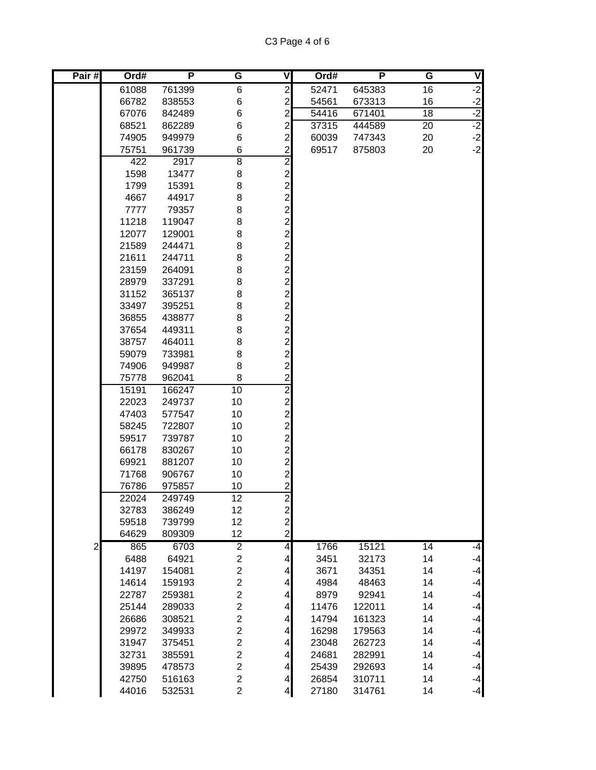| Pair # | Ord# | P | G | V | Ord# | P | G | V |
|---|---|---|---|---|---|---|---|---|
| | 61088 | 761399 | 6 | 2 | 52471 | 645383 | 16 | -2 |
| | 66782 | 838553 | 6 | 2 | 54561 | 673313 | 16 | -2 |
| | 67076 | 842489 | 6 | 2 | 54416 | 671401 | 18 | -2 |
| | 68521 | 862289 | 6 | 2 | 37315 | 444589 | 20 | -2 |
| | 74905 | 949979 | 6 | 2 | 60039 | 747343 | 20 | -2 |
| | 75751 | 961739 | 6 | 2 | 69517 | 875803 | 20 | -2 |
| | 422 | 2917 | 8 | 2 | | | | |
| | 1598 | 13477 | 8 | 2 | | | | |
| | 1799 | 15391 | 8 | 2 | | | | |
| | 4667 | 44917 | 8 | 2 | | | | |
| | 7777 | 79357 | 8 | 2 | | | | |
| | 11218 | 119047 | 8 | 2 | | | | |
| | 12077 | 129001 | 8 | 2 | | | | |
| | 21589 | 244471 | 8 | 2 | | | | |
| | 21611 | 244711 | 8 | 2 | | | | |
| | 23159 | 264091 | 8 | 2 | | | | |
| | 28979 | 337291 | 8 | 2 | | | | |
| | 31152 | 365137 | 8 | 2 | | | | |
| | 33497 | 395251 | 8 | 2 | | | | |
| | 36855 | 438877 | 8 | 2 | | | | |
| | 37654 | 449311 | 8 | 2 | | | | |
| | 38757 | 464011 | 8 | 2 | | | | |
| | 59079 | 733981 | 8 | 2 | | | | |
| | 74906 | 949987 | 8 | 2 | | | | |
| | 75778 | 962041 | 8 | 2 | | | | |
| | 15191 | 166247 | 10 | 2 | | | | |
| | 22023 | 249737 | 10 | 2 | | | | |
| | 47403 | 577547 | 10 | 2 | | | | |
| | 58245 | 722807 | 10 | 2 | | | | |
| | 59517 | 739787 | 10 | 2 | | | | |
| | 66178 | 830267 | 10 | 2 | | | | |
| | 69921 | 881207 | 10 | 2 | | | | |
| | 71768 | 906767 | 10 | 2 | | | | |
| | 76786 | 975857 | 10 | 2 | | | | |
| | 22024 | 249749 | 12 | 2 | | | | |
| | 32783 | 386249 | 12 | 2 | | | | |
| | 59518 | 739799 | 12 | 2 | | | | |
| | 64629 | 809309 | 12 | 2 | | | | |
| 2 | 865 | 6703 | 2 | 4 | 1766 | 15121 | 14 | -4 |
| | 6488 | 64921 | 2 | 4 | 3451 | 32173 | 14 | -4 |
| | 14197 | 154081 | 2 | 4 | 3671 | 34351 | 14 | -4 |
| | 14614 | 159193 | 2 | 4 | 4984 | 48463 | 14 | -4 |
| | 22787 | 259381 | 2 | 4 | 8979 | 92941 | 14 | -4 |
| | 25144 | 289033 | 2 | 4 | 11476 | 122011 | 14 | -4 |
| | 26686 | 308521 | 2 | 4 | 14794 | 161323 | 14 | -4 |
| | 29972 | 349933 | 2 | 4 | 16298 | 179563 | 14 | -4 |
| | 31947 | 375451 | 2 | 4 | 23048 | 262723 | 14 | -4 |
| | 32731 | 385591 | 2 | 4 | 24681 | 282991 | 14 | -4 |
| | 39895 | 478573 | 2 | 4 | 25439 | 292693 | 14 | -4 |
| | 42750 | 516163 | 2 | 4 | 26854 | 310711 | 14 | -4 |
| | 44016 | 532531 | 2 | 4 | 27180 | 314761 | 14 | -4 |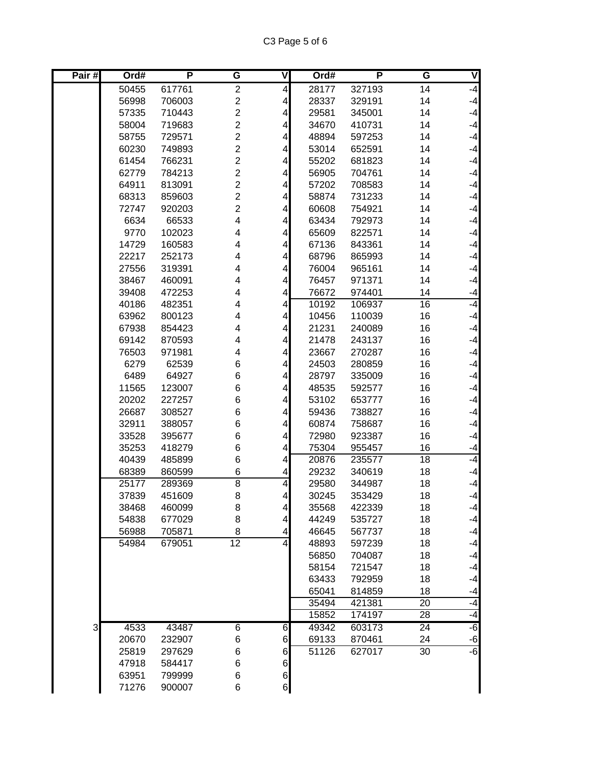| Pair # | Ord# | P | G | V | Ord# | P | G | V |
|---|---|---|---|---|---|---|---|---|
| | 50455 | 617761 | 2 | 4 | 28177 | 327193 | 14 | -4 |
| | 56998 | 706003 | 2 | 4 | 28337 | 329191 | 14 | -4 |
| | 57335 | 710443 | 2 | 4 | 29581 | 345001 | 14 | -4 |
| | 58004 | 719683 | 2 | 4 | 34670 | 410731 | 14 | -4 |
| | 58755 | 729571 | 2 | 4 | 48894 | 597253 | 14 | -4 |
| | 60230 | 749893 | 2 | 4 | 53014 | 652591 | 14 | -4 |
| | 61454 | 766231 | 2 | 4 | 55202 | 681823 | 14 | -4 |
| | 62779 | 784213 | 2 | 4 | 56905 | 704761 | 14 | -4 |
| | 64911 | 813091 | 2 | 4 | 57202 | 708583 | 14 | -4 |
| | 68313 | 859603 | 2 | 4 | 58874 | 731233 | 14 | -4 |
| | 72747 | 920203 | 2 | 4 | 60608 | 754921 | 14 | -4 |
| | 6634 | 66533 | 4 | 4 | 63434 | 792973 | 14 | -4 |
| | 9770 | 102023 | 4 | 4 | 65609 | 822571 | 14 | -4 |
| | 14729 | 160583 | 4 | 4 | 67136 | 843361 | 14 | -4 |
| | 22217 | 252173 | 4 | 4 | 68796 | 865993 | 14 | -4 |
| | 27556 | 319391 | 4 | 4 | 76004 | 965161 | 14 | -4 |
| | 38467 | 460091 | 4 | 4 | 76457 | 971371 | 14 | -4 |
| | 39408 | 472253 | 4 | 4 | 76672 | 974401 | 14 | -4 |
| | 40186 | 482351 | 4 | 4 | 10192 | 106937 | 16 | -4 |
| | 63962 | 800123 | 4 | 4 | 10456 | 110039 | 16 | -4 |
| | 67938 | 854423 | 4 | 4 | 21231 | 240089 | 16 | -4 |
| | 69142 | 870593 | 4 | 4 | 21478 | 243137 | 16 | -4 |
| | 76503 | 971981 | 4 | 4 | 23667 | 270287 | 16 | -4 |
| | 6279 | 62539 | 6 | 4 | 24503 | 280859 | 16 | -4 |
| | 6489 | 64927 | 6 | 4 | 28797 | 335009 | 16 | -4 |
| | 11565 | 123007 | 6 | 4 | 48535 | 592577 | 16 | -4 |
| | 20202 | 227257 | 6 | 4 | 53102 | 653777 | 16 | -4 |
| | 26687 | 308527 | 6 | 4 | 59436 | 738827 | 16 | -4 |
| | 32911 | 388057 | 6 | 4 | 60874 | 758687 | 16 | -4 |
| | 33528 | 395677 | 6 | 4 | 72980 | 923387 | 16 | -4 |
| | 35253 | 418279 | 6 | 4 | 75304 | 955457 | 16 | -4 |
| | 40439 | 485899 | 6 | 4 | 20876 | 235577 | 18 | -4 |
| | 68389 | 860599 | 6 | 4 | 29232 | 340619 | 18 | -4 |
| | 25177 | 289369 | 8 | 4 | 29580 | 344987 | 18 | -4 |
| | 37839 | 451609 | 8 | 4 | 30245 | 353429 | 18 | -4 |
| | 38468 | 460099 | 8 | 4 | 35568 | 422339 | 18 | -4 |
| | 54838 | 677029 | 8 | 4 | 44249 | 535727 | 18 | -4 |
| | 56988 | 705871 | 8 | 4 | 46645 | 567737 | 18 | -4 |
| | 54984 | 679051 | 12 | 4 | 48893 | 597239 | 18 | -4 |
| | | | | | 56850 | 704087 | 18 | -4 |
| | | | | | 58154 | 721547 | 18 | -4 |
| | | | | | 63433 | 792959 | 18 | -4 |
| | | | | | 65041 | 814859 | 18 | -4 |
| | | | | | 35494 | 421381 | 20 | -4 |
| | | | | | 15852 | 174197 | 28 | -4 |
| 3 | 4533 | 43487 | 6 | 6 | 49342 | 603173 | 24 | -6 |
| | 20670 | 232907 | 6 | 6 | 69133 | 870461 | 24 | -6 |
| | 25819 | 297629 | 6 | 6 | 51126 | 627017 | 30 | -6 |
| | 47918 | 584417 | 6 | 6 | | | | |
| | 63951 | 799999 | 6 | 6 | | | | |
| | 71276 | 900007 | 6 | 6 | | | | |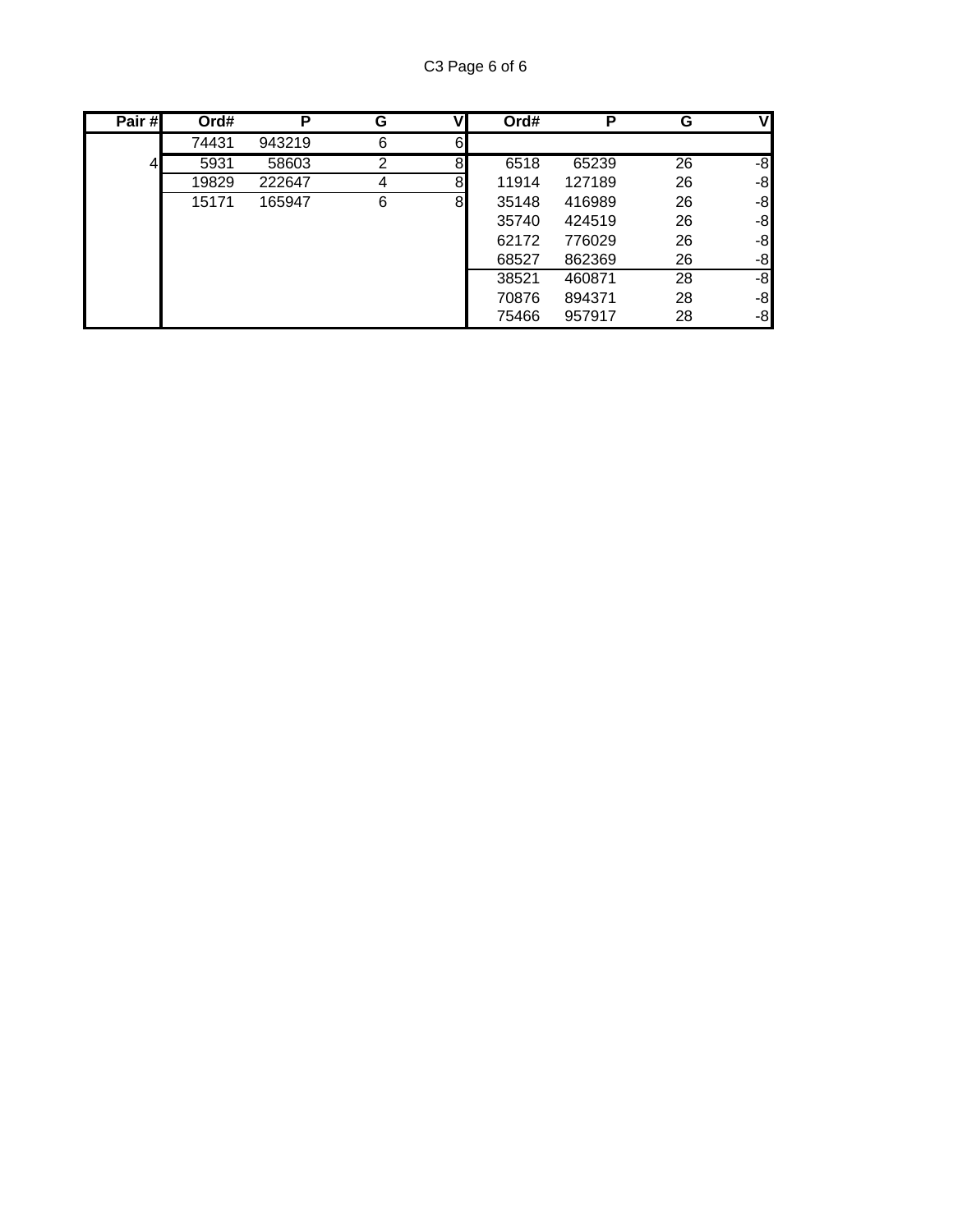| Pair # | Ord# | P | G | V | Ord# | P | G | V |
|---|---|---|---|---|---|---|---|---|
| | 74431 | 943219 | 6 | 6 | | | | |
| 4 | 5931 | 58603 | 2 | 8 | 6518 | 65239 | 26 | -8 |
| | 19829 | 222647 | 4 | 8 | 11914 | 127189 | 26 | -8 |
| | 15171 | 165947 | 6 | 8 | 35148 | 416989 | 26 | -8 |
| | | | | | 35740 | 424519 | 26 | -8 |
| | | | | | 62172 | 776029 | 26 | -8 |
| | | | | | 68527 | 862369 | 26 | -8 |
| | | | | | 38521 | 460871 | 28 | -8 |
| | | | | | 70876 | 894371 | 28 | -8 |
| | | | | | 75466 | 957917 | 28 | -8 |